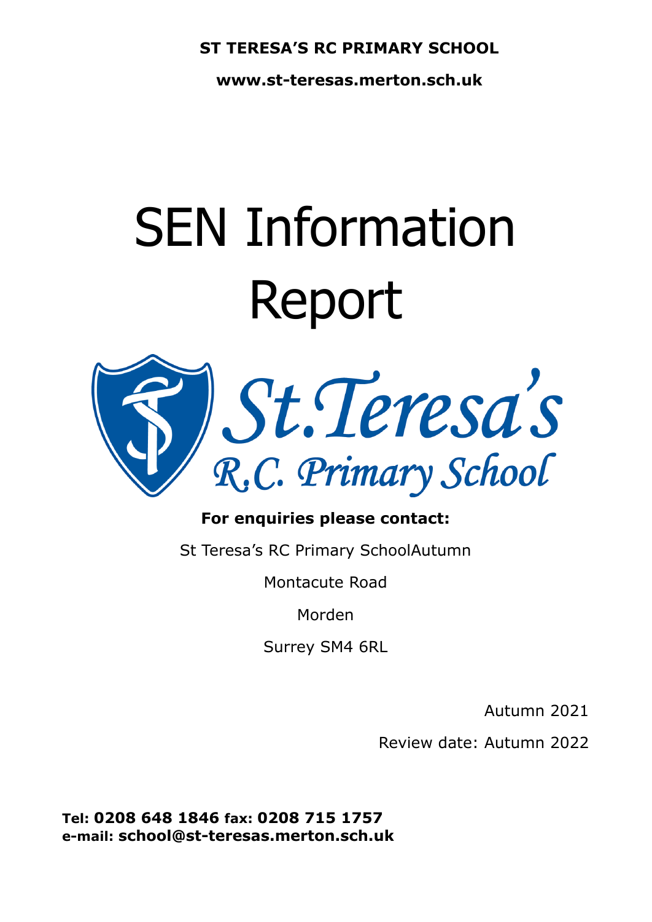**ST TERESA'S RC PRIMARY SCHOOL**

**www.st-teresas.merton.sch.uk**

# SEN Information Report

**For enquiries please contact:**

St Teresa's RC Primary SchoolAutumn

Montacute Road

Morden

Surrey SM4 6RL

Autumn 2021

Review date: Autumn 2022

**Tel: 0208 648 1846 fax: 0208 715 1757**
**e-mail: school@st-teresas.merton.sch.uk**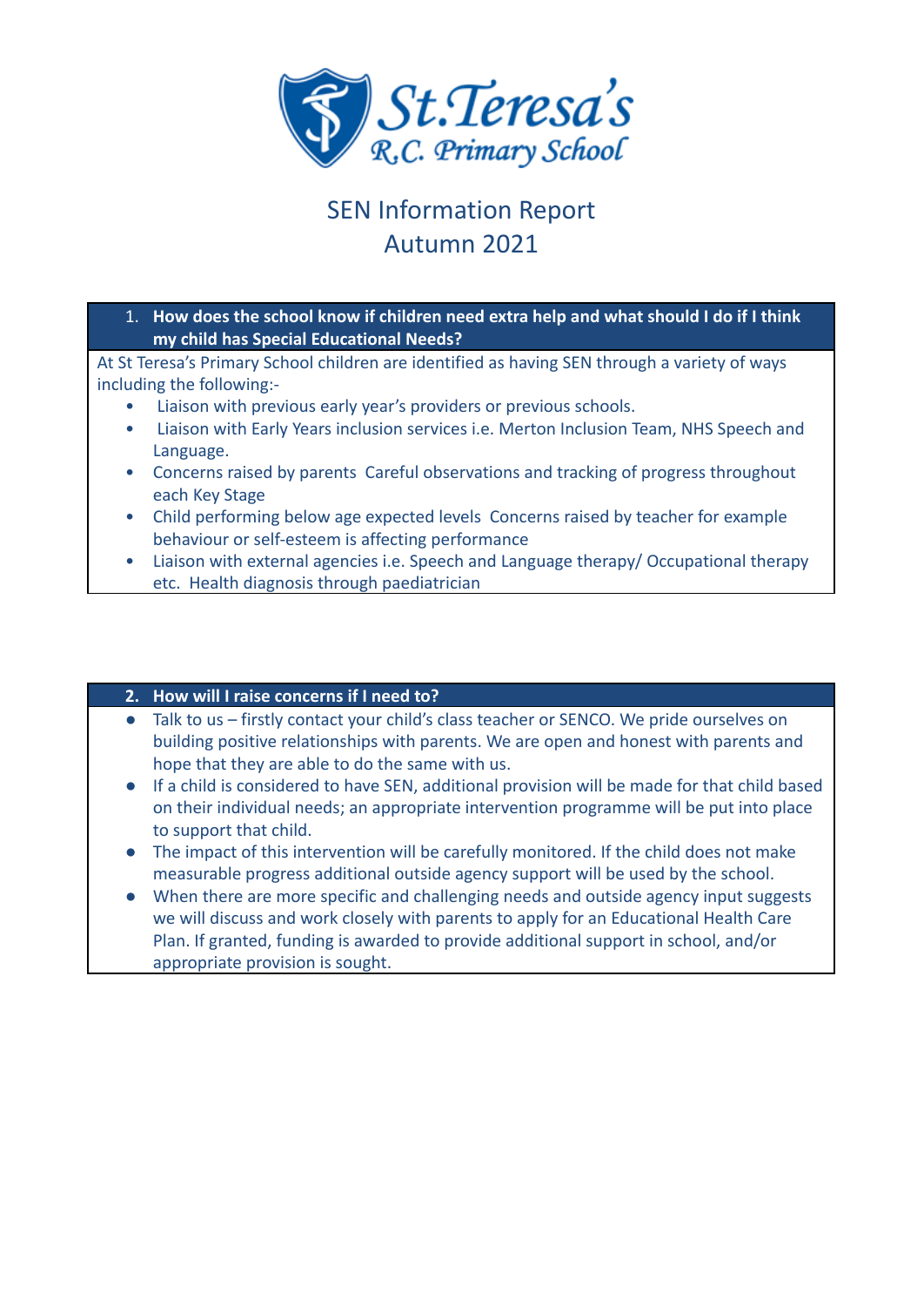# St.Teresa's R.C. Primary School

## SEN Information Report
## Autumn 2021

### 1. How does the school know if children need extra help and what should I do if I think my child has Special Educational Needs?

At St Teresa's Primary School children are identified as having SEN through a variety of ways including the following:-

- Liaison with previous early year's providers or previous schools.
- Liaison with Early Years inclusion services i.e. Merton Inclusion Team, NHS Speech and Language.
- Concerns raised by parents Careful observations and tracking of progress throughout each Key Stage
- Child performing below age expected levels Concerns raised by teacher for example behaviour or self-esteem is affecting performance
- Liaison with external agencies i.e. Speech and Language therapy/ Occupational therapy etc. Health diagnosis through paediatrician

### 2. How will I raise concerns if I need to?

- Talk to us – firstly contact your child's class teacher or SENCO. We pride ourselves on building positive relationships with parents. We are open and honest with parents and hope that they are able to do the same with us.
- If a child is considered to have SEN, additional provision will be made for that child based on their individual needs; an appropriate intervention programme will be put into place to support that child.
- The impact of this intervention will be carefully monitored. If the child does not make measurable progress additional outside agency support will be used by the school.
- When there are more specific and challenging needs and outside agency input suggests we will discuss and work closely with parents to apply for an Educational Health Care Plan. If granted, funding is awarded to provide additional support in school, and/or appropriate provision is sought.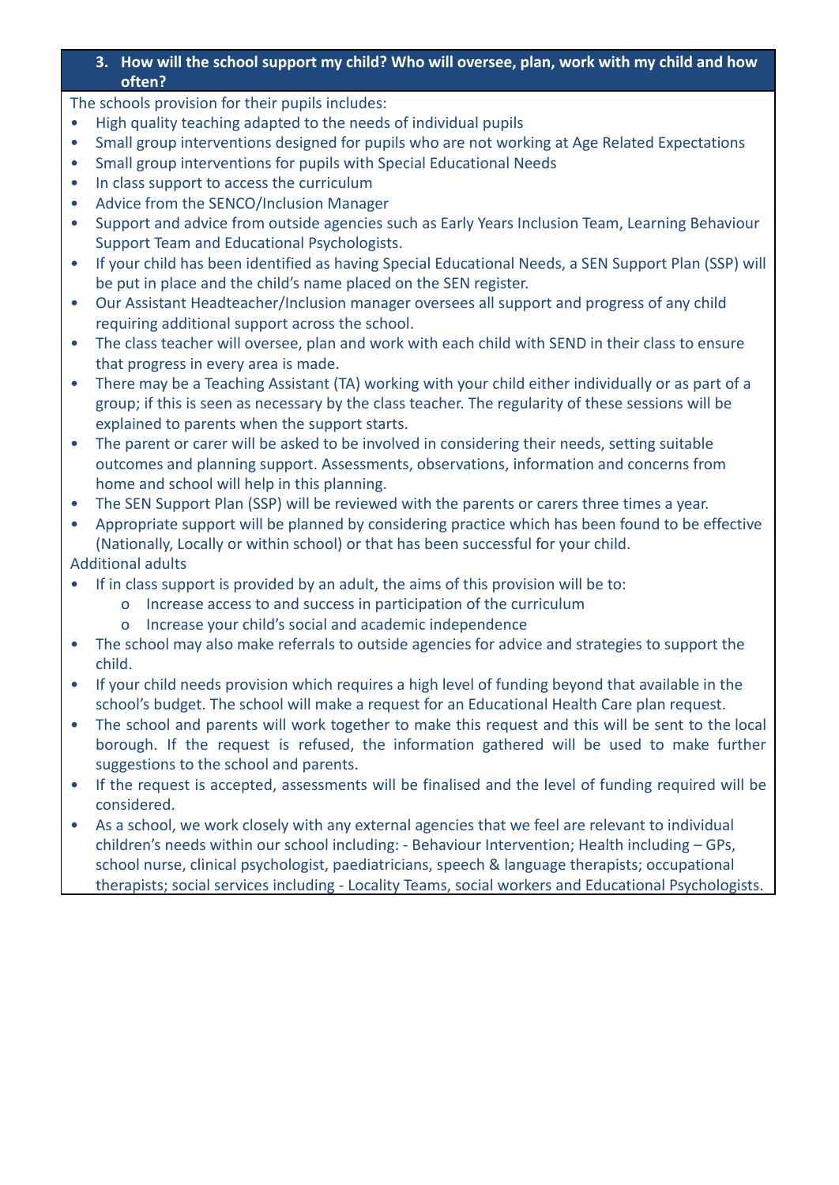## 3. How will the school support my child? Who will oversee, plan, work with my child and how often?

The schools provision for their pupils includes:

- High quality teaching adapted to the needs of individual pupils
- Small group interventions designed for pupils who are not working at Age Related Expectations
- Small group interventions for pupils with Special Educational Needs
- In class support to access the curriculum
- Advice from the SENCO/Inclusion Manager
- Support and advice from outside agencies such as Early Years Inclusion Team, Learning Behaviour Support Team and Educational Psychologists.
- If your child has been identified as having Special Educational Needs, a SEN Support Plan (SSP) will be put in place and the child's name placed on the SEN register.
- Our Assistant Headteacher/Inclusion manager oversees all support and progress of any child requiring additional support across the school.
- The class teacher will oversee, plan and work with each child with SEND in their class to ensure that progress in every area is made.
- There may be a Teaching Assistant (TA) working with your child either individually or as part of a group; if this is seen as necessary by the class teacher. The regularity of these sessions will be explained to parents when the support starts.
- The parent or carer will be asked to be involved in considering their needs, setting suitable outcomes and planning support. Assessments, observations, information and concerns from home and school will help in this planning.
- The SEN Support Plan (SSP) will be reviewed with the parents or carers three times a year.
- Appropriate support will be planned by considering practice which has been found to be effective (Nationally, Locally or within school) or that has been successful for your child.

Additional adults

- If in class support is provided by an adult, the aims of this provision will be to:
    - Increase access to and success in participation of the curriculum
    - Increase your child's social and academic independence
- The school may also make referrals to outside agencies for advice and strategies to support the child.
- If your child needs provision which requires a high level of funding beyond that available in the school's budget. The school will make a request for an Educational Health Care plan request.
- The school and parents will work together to make this request and this will be sent to the local borough. If the request is refused, the information gathered will be used to make further suggestions to the school and parents.
- If the request is accepted, assessments will be finalised and the level of funding required will be considered.
- As a school, we work closely with any external agencies that we feel are relevant to individual children's needs within our school including: - Behaviour Intervention; Health including – GPs, school nurse, clinical psychologist, paediatricians, speech & language therapists; occupational therapists; social services including - Locality Teams, social workers and Educational Psychologists.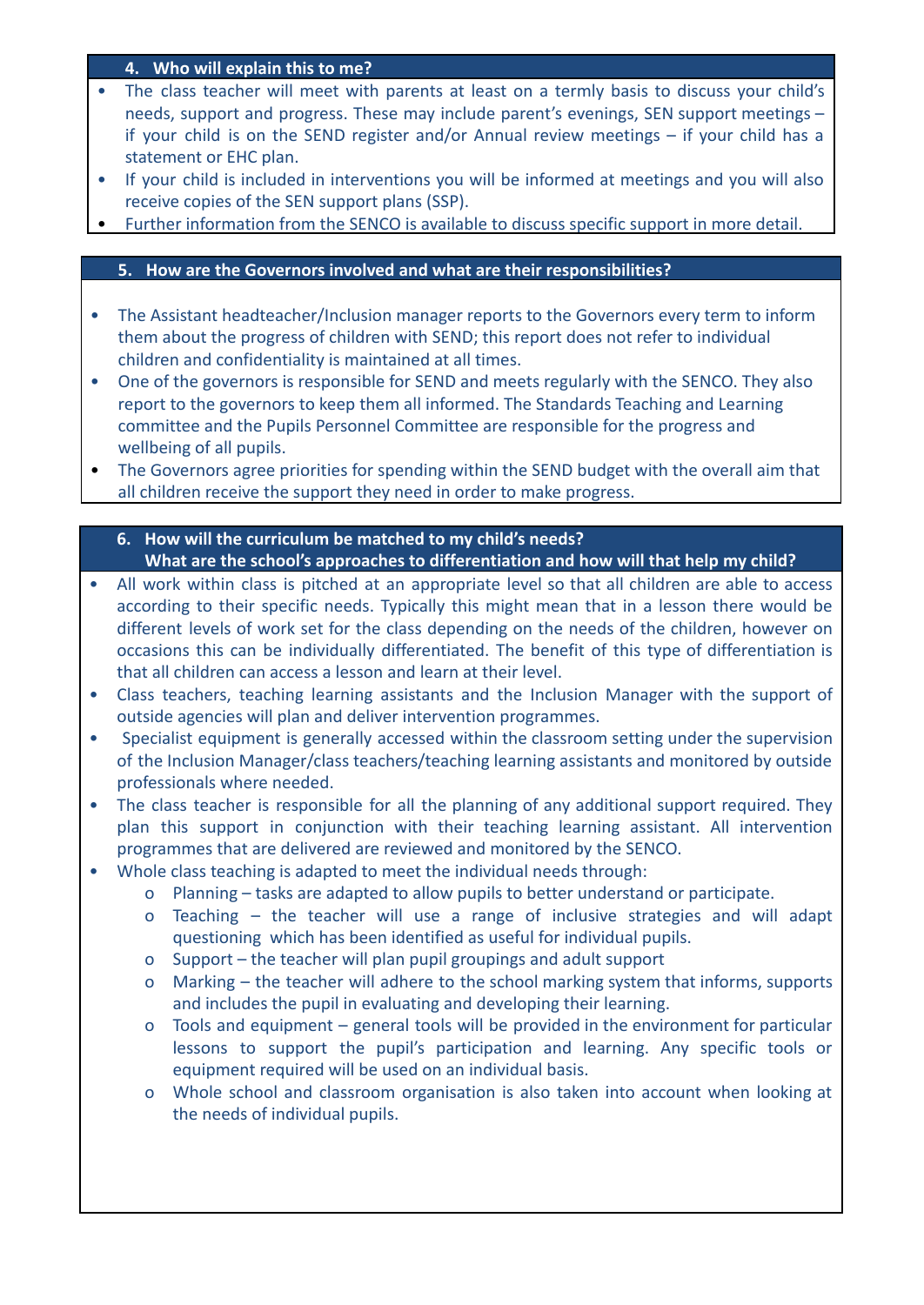## 4. Who will explain this to me?

- The class teacher will meet with parents at least on a termly basis to discuss your child's needs, support and progress. These may include parent's evenings, SEN support meetings – if your child is on the SEND register and/or Annual review meetings – if your child has a statement or EHC plan.
- If your child is included in interventions you will be informed at meetings and you will also receive copies of the SEN support plans (SSP).
- Further information from the SENCO is available to discuss specific support in more detail.

## 5. How are the Governors involved and what are their responsibilities?

- The Assistant headteacher/Inclusion manager reports to the Governors every term to inform them about the progress of children with SEND; this report does not refer to individual children and confidentiality is maintained at all times.
- One of the governors is responsible for SEND and meets regularly with the SENCO. They also report to the governors to keep them all informed. The Standards Teaching and Learning committee and the Pupils Personnel Committee are responsible for the progress and wellbeing of all pupils.
- The Governors agree priorities for spending within the SEND budget with the overall aim that all children receive the support they need in order to make progress.

## 6. How will the curriculum be matched to my child's needs? What are the school's approaches to differentiation and how will that help my child?

- All work within class is pitched at an appropriate level so that all children are able to access according to their specific needs. Typically this might mean that in a lesson there would be different levels of work set for the class depending on the needs of the children, however on occasions this can be individually differentiated. The benefit of this type of differentiation is that all children can access a lesson and learn at their level.
- Class teachers, teaching learning assistants and the Inclusion Manager with the support of outside agencies will plan and deliver intervention programmes.
- Specialist equipment is generally accessed within the classroom setting under the supervision of the Inclusion Manager/class teachers/teaching learning assistants and monitored by outside professionals where needed.
- The class teacher is responsible for all the planning of any additional support required. They plan this support in conjunction with their teaching learning assistant. All intervention programmes that are delivered are reviewed and monitored by the SENCO.
- Whole class teaching is adapted to meet the individual needs through:
  - Planning – tasks are adapted to allow pupils to better understand or participate.
  - Teaching – the teacher will use a range of inclusive strategies and will adapt questioning which has been identified as useful for individual pupils.
  - Support – the teacher will plan pupil groupings and adult support
  - Marking – the teacher will adhere to the school marking system that informs, supports and includes the pupil in evaluating and developing their learning.
  - Tools and equipment – general tools will be provided in the environment for particular lessons to support the pupil's participation and learning. Any specific tools or equipment required will be used on an individual basis.
  - Whole school and classroom organisation is also taken into account when looking at the needs of individual pupils.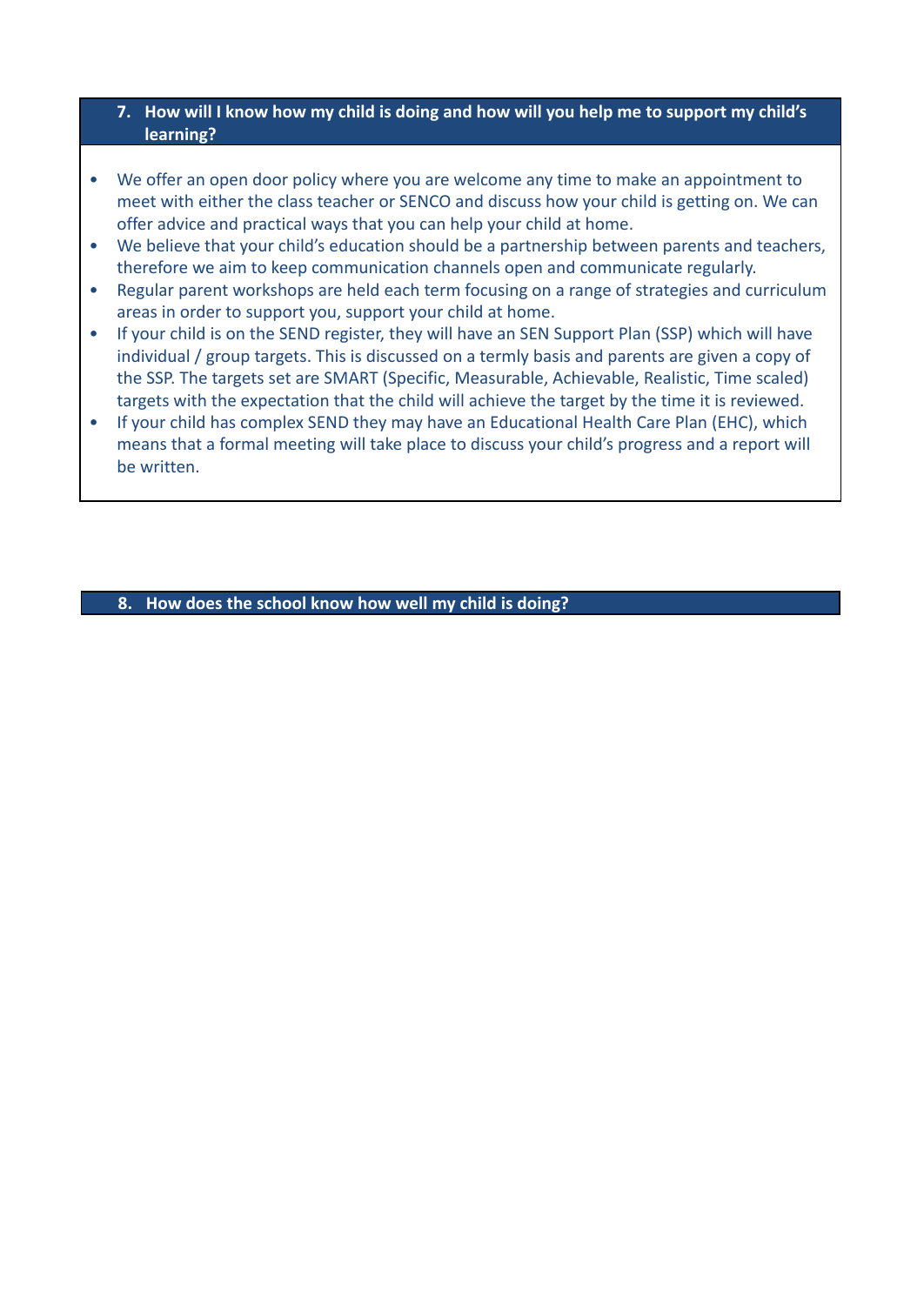## 7. How will I know how my child is doing and how will you help me to support my child's learning?

- We offer an open door policy where you are welcome any time to make an appointment to meet with either the class teacher or SENCO and discuss how your child is getting on. We can offer advice and practical ways that you can help your child at home.
- We believe that your child's education should be a partnership between parents and teachers, therefore we aim to keep communication channels open and communicate regularly.
- Regular parent workshops are held each term focusing on a range of strategies and curriculum areas in order to support you, support your child at home.
- If your child is on the SEND register, they will have an SEN Support Plan (SSP) which will have individual / group targets. This is discussed on a termly basis and parents are given a copy of the SSP. The targets set are SMART (Specific, Measurable, Achievable, Realistic, Time scaled) targets with the expectation that the child will achieve the target by the time it is reviewed.
- If your child has complex SEND they may have an Educational Health Care Plan (EHC), which means that a formal meeting will take place to discuss your child's progress and a report will be written.

## 8. How does the school know how well my child is doing?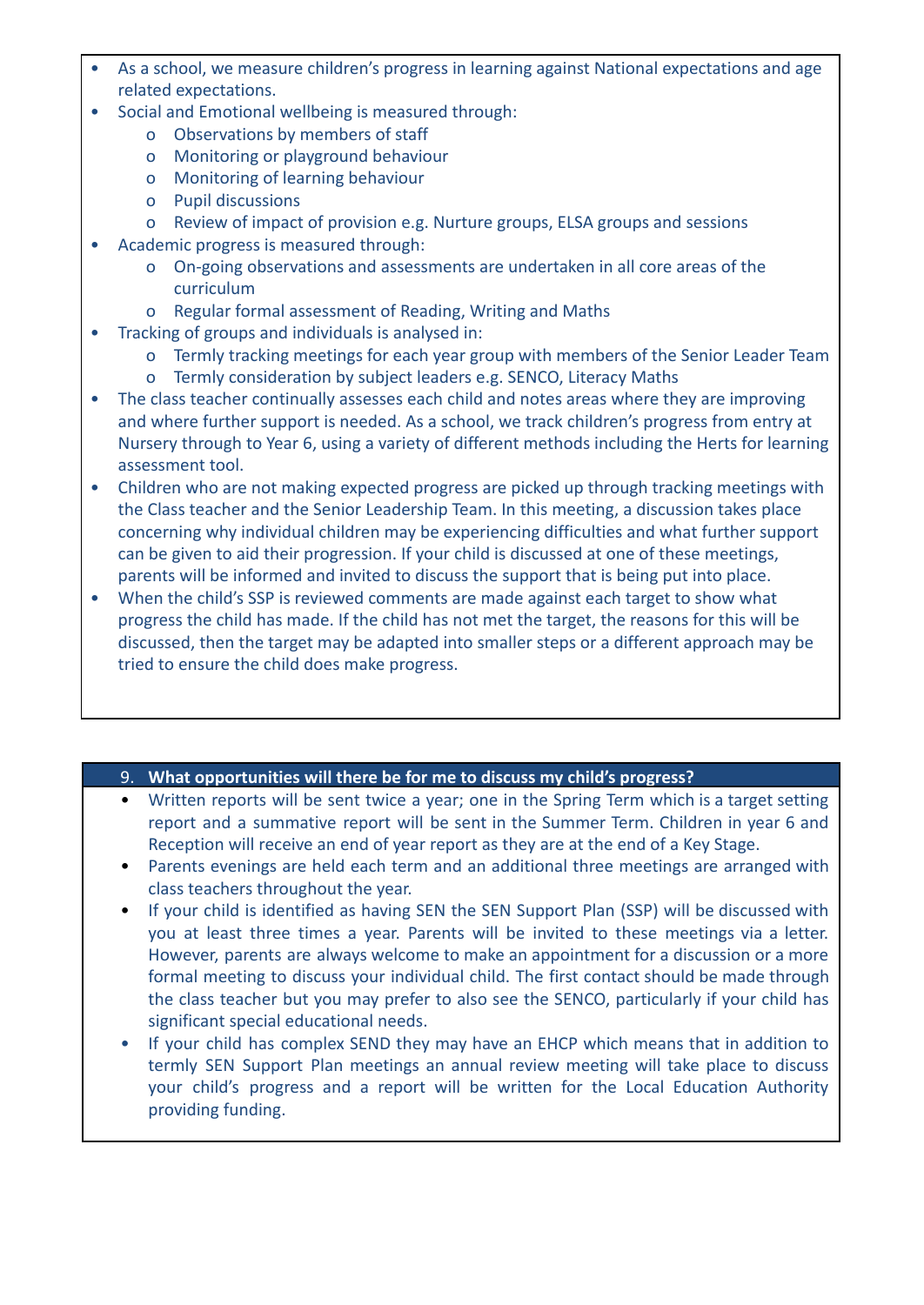- As a school, we measure children's progress in learning against National expectations and age related expectations.
- Social and Emotional wellbeing is measured through:
  - Observations by members of staff
  - Monitoring or playground behaviour
  - Monitoring of learning behaviour
  - Pupil discussions
  - Review of impact of provision e.g. Nurture groups, ELSA groups and sessions
- Academic progress is measured through:
  - On-going observations and assessments are undertaken in all core areas of the curriculum
  - Regular formal assessment of Reading, Writing and Maths
- Tracking of groups and individuals is analysed in:
  - Termly tracking meetings for each year group with members of the Senior Leader Team
  - Termly consideration by subject leaders e.g. SENCO, Literacy Maths
- The class teacher continually assesses each child and notes areas where they are improving and where further support is needed. As a school, we track children's progress from entry at Nursery through to Year 6, using a variety of different methods including the Herts for learning assessment tool.
- Children who are not making expected progress are picked up through tracking meetings with the Class teacher and the Senior Leadership Team. In this meeting, a discussion takes place concerning why individual children may be experiencing difficulties and what further support can be given to aid their progression. If your child is discussed at one of these meetings, parents will be informed and invited to discuss the support that is being put into place.
- When the child's SSP is reviewed comments are made against each target to show what progress the child has made. If the child has not met the target, the reasons for this will be discussed, then the target may be adapted into smaller steps or a different approach may be tried to ensure the child does make progress.

## 9. What opportunities will there be for me to discuss my child's progress?

- Written reports will be sent twice a year; one in the Spring Term which is a target setting report and a summative report will be sent in the Summer Term. Children in year 6 and Reception will receive an end of year report as they are at the end of a Key Stage.
- Parents evenings are held each term and an additional three meetings are arranged with class teachers throughout the year.
- If your child is identified as having SEN the SEN Support Plan (SSP) will be discussed with you at least three times a year. Parents will be invited to these meetings via a letter. However, parents are always welcome to make an appointment for a discussion or a more formal meeting to discuss your individual child. The first contact should be made through the class teacher but you may prefer to also see the SENCO, particularly if your child has significant special educational needs.
- If your child has complex SEND they may have an EHCP which means that in addition to termly SEN Support Plan meetings an annual review meeting will take place to discuss your child's progress and a report will be written for the Local Education Authority providing funding.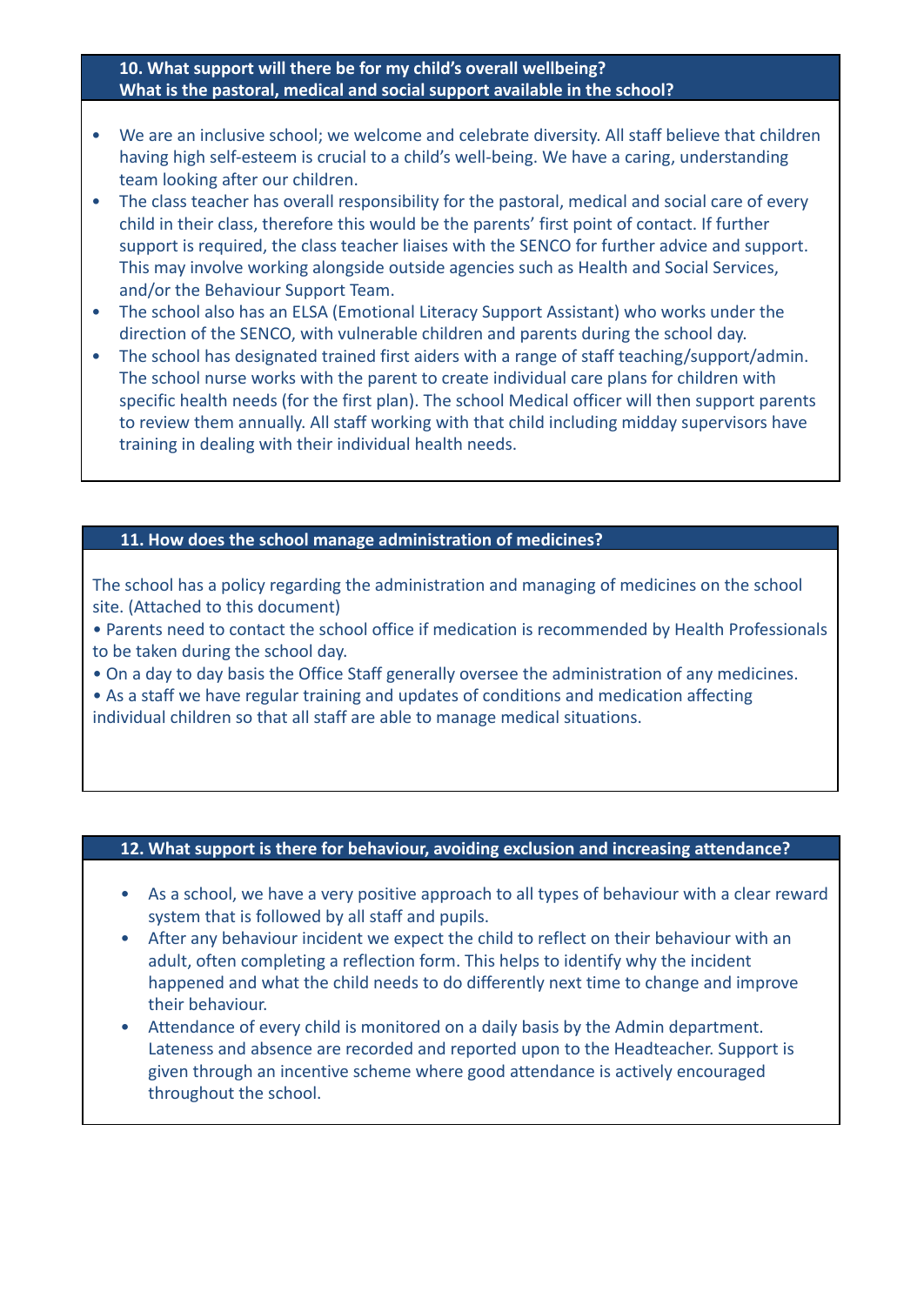## 10. What support will there be for my child's overall wellbeing? What is the pastoral, medical and social support available in the school?

- We are an inclusive school; we welcome and celebrate diversity. All staff believe that children having high self-esteem is crucial to a child's well-being. We have a caring, understanding team looking after our children.
- The class teacher has overall responsibility for the pastoral, medical and social care of every child in their class, therefore this would be the parents' first point of contact. If further support is required, the class teacher liaises with the SENCO for further advice and support. This may involve working alongside outside agencies such as Health and Social Services, and/or the Behaviour Support Team.
- The school also has an ELSA (Emotional Literacy Support Assistant) who works under the direction of the SENCO, with vulnerable children and parents during the school day.
- The school has designated trained first aiders with a range of staff teaching/support/admin. The school nurse works with the parent to create individual care plans for children with specific health needs (for the first plan). The school Medical officer will then support parents to review them annually. All staff working with that child including midday supervisors have training in dealing with their individual health needs.

## 11. How does the school manage administration of medicines?

The school has a policy regarding the administration and managing of medicines on the school site. (Attached to this document)

- Parents need to contact the school office if medication is recommended by Health Professionals to be taken during the school day.
- On a day to day basis the Office Staff generally oversee the administration of any medicines.
- As a staff we have regular training and updates of conditions and medication affecting individual children so that all staff are able to manage medical situations.

## 12. What support is there for behaviour, avoiding exclusion and increasing attendance?

- As a school, we have a very positive approach to all types of behaviour with a clear reward system that is followed by all staff and pupils.
- After any behaviour incident we expect the child to reflect on their behaviour with an adult, often completing a reflection form. This helps to identify why the incident happened and what the child needs to do differently next time to change and improve their behaviour.
- Attendance of every child is monitored on a daily basis by the Admin department. Lateness and absence are recorded and reported upon to the Headteacher. Support is given through an incentive scheme where good attendance is actively encouraged throughout the school.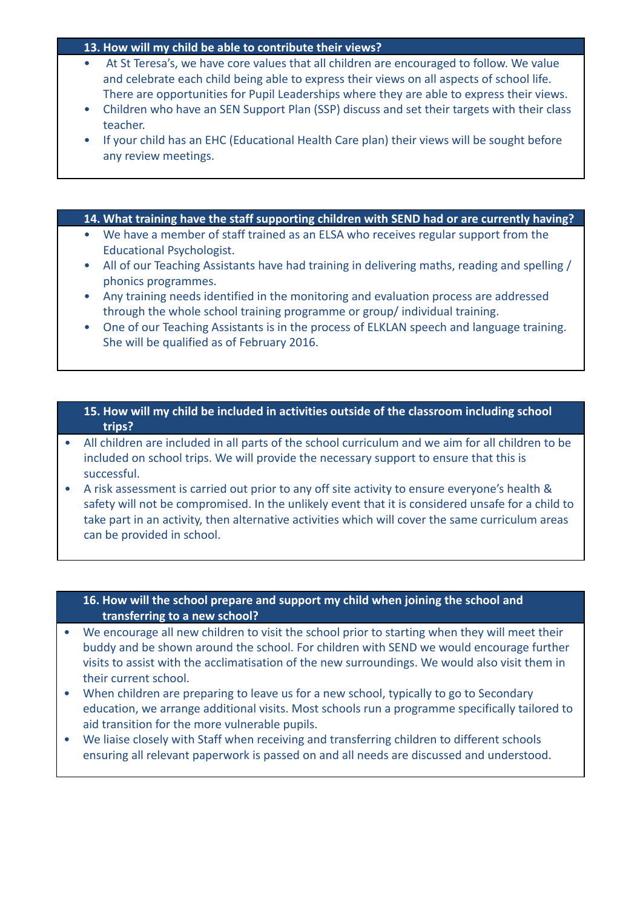### 13. How will my child be able to contribute their views?

- At St Teresa's, we have core values that all children are encouraged to follow. We value and celebrate each child being able to express their views on all aspects of school life. There are opportunities for Pupil Leaderships where they are able to express their views.
- Children who have an SEN Support Plan (SSP) discuss and set their targets with their class teacher.
- If your child has an EHC (Educational Health Care plan) their views will be sought before any review meetings.

### 14. What training have the staff supporting children with SEND had or are currently having?

- We have a member of staff trained as an ELSA who receives regular support from the Educational Psychologist.
- All of our Teaching Assistants have had training in delivering maths, reading and spelling / phonics programmes.
- Any training needs identified in the monitoring and evaluation process are addressed through the whole school training programme or group/ individual training.
- One of our Teaching Assistants is in the process of ELKLAN speech and language training. She will be qualified as of February 2016.

### 15. How will my child be included in activities outside of the classroom including school trips?

- All children are included in all parts of the school curriculum and we aim for all children to be included on school trips. We will provide the necessary support to ensure that this is successful.
- A risk assessment is carried out prior to any off site activity to ensure everyone's health & safety will not be compromised. In the unlikely event that it is considered unsafe for a child to take part in an activity, then alternative activities which will cover the same curriculum areas can be provided in school.

### 16. How will the school prepare and support my child when joining the school and transferring to a new school?

- We encourage all new children to visit the school prior to starting when they will meet their buddy and be shown around the school. For children with SEND we would encourage further visits to assist with the acclimatisation of the new surroundings. We would also visit them in their current school.
- When children are preparing to leave us for a new school, typically to go to Secondary education, we arrange additional visits. Most schools run a programme specifically tailored to aid transition for the more vulnerable pupils.
- We liaise closely with Staff when receiving and transferring children to different schools ensuring all relevant paperwork is passed on and all needs are discussed and understood.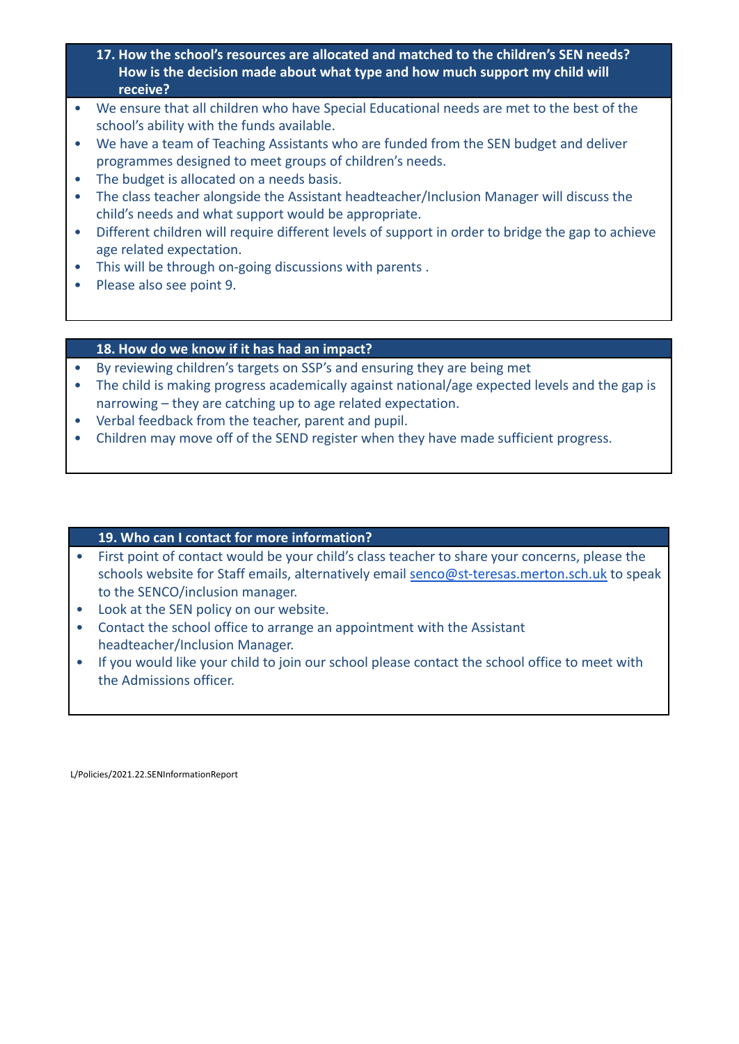## 17. How the school's resources are allocated and matched to the children's SEN needs? How is the decision made about what type and how much support my child will receive?

- We ensure that all children who have Special Educational needs are met to the best of the school's ability with the funds available.
- We have a team of Teaching Assistants who are funded from the SEN budget and deliver programmes designed to meet groups of children's needs.
- The budget is allocated on a needs basis.
- The class teacher alongside the Assistant headteacher/Inclusion Manager will discuss the child's needs and what support would be appropriate.
- Different children will require different levels of support in order to bridge the gap to achieve age related expectation.
- This will be through on-going discussions with parents .
- Please also see point 9.

## 18. How do we know if it has had an impact?

- By reviewing children's targets on SSP's and ensuring they are being met
- The child is making progress academically against national/age expected levels and the gap is narrowing – they are catching up to age related expectation.
- Verbal feedback from the teacher, parent and pupil.
- Children may move off of the SEND register when they have made sufficient progress.

## 19. Who can I contact for more information?

- First point of contact would be your child's class teacher to share your concerns, please the schools website for Staff emails, alternatively email senco@st-teresas.merton.sch.uk to speak to the SENCO/inclusion manager.
- Look at the SEN policy on our website.
- Contact the school office to arrange an appointment with the Assistant headteacher/Inclusion Manager.
- If you would like your child to join our school please contact the school office to meet with the Admissions officer.

L/Policies/2021.22.SENInformationReport